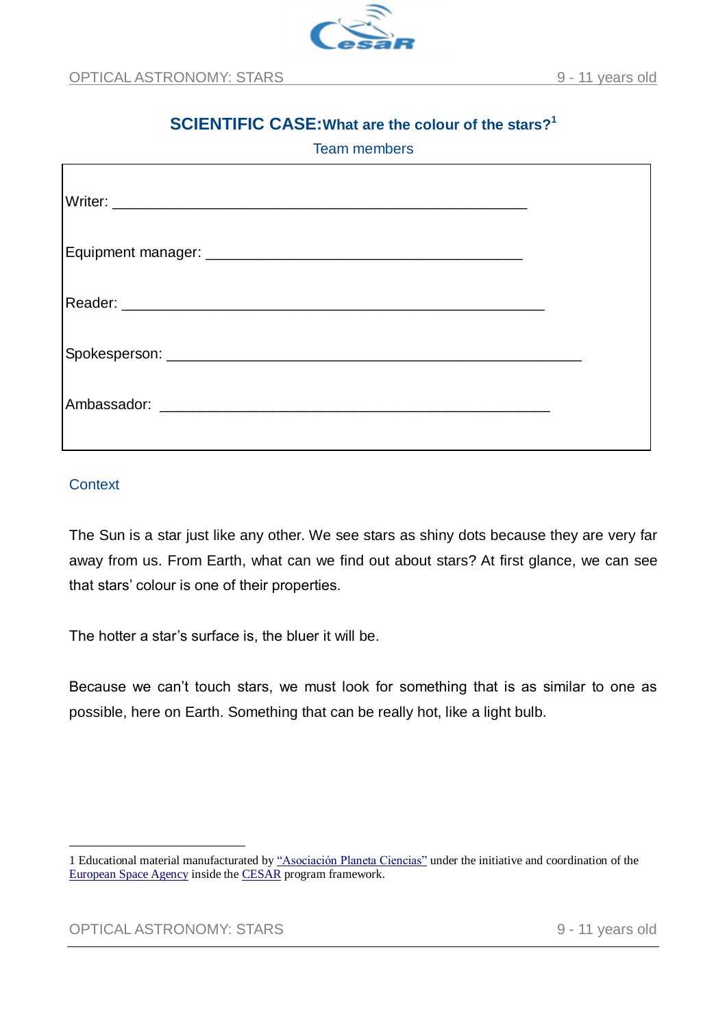# SCIENTIFIC CASE: What are the colour of the stars?[1]

Team members

Writer: ________________________________________________

Equipment manager: ____________________________________

Reader: ________________________________________________

Spokesperson: ________________________________________________

Ambassador: ______________________________________________

## Context

The Sun is a star just like any other. We see stars as shiny dots because they are very far away from us. From Earth, what can we find out about stars? At first glance, we can see that stars' colour is one of their properties.

The hotter a star's surface is, the bluer it will be.

Because we can't touch stars, we must look for something that is as similar to one as possible, here on Earth. Something that can be really hot, like a light bulb.

---

1 Educational material manufacturated by "Asociación Planeta Ciencias" under the initiative and coordination of the European Space Agency inside the CESAR program framework.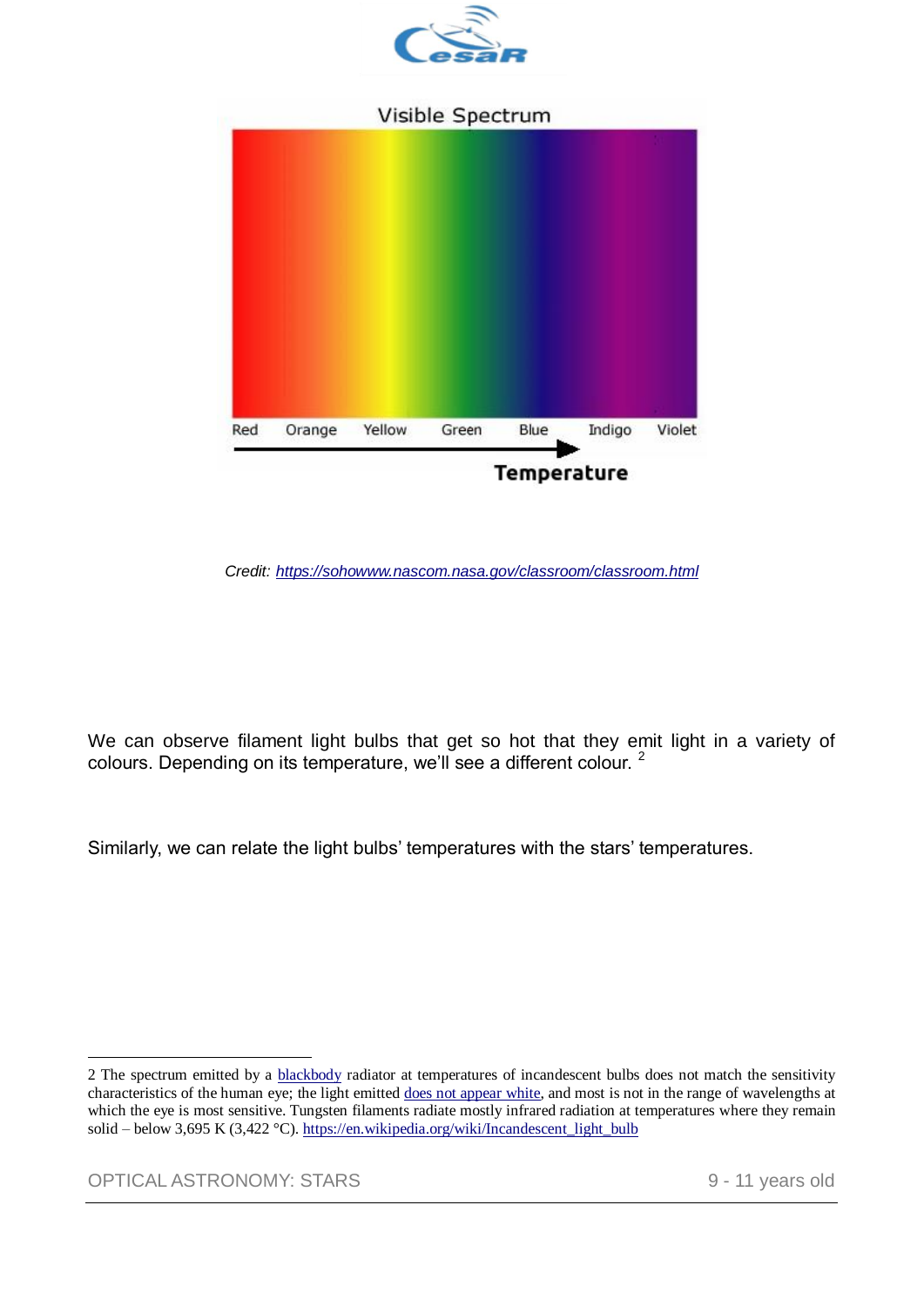Visible Spectrum

Red Orange Yellow Green Blue Indigo Violet

Temperature

*Credit: https://sohowww.nascom.nasa.gov/classroom/classroom.html*

We can observe filament light bulbs that get so hot that they emit light in a variety of colours. Depending on its temperature, we'll see a different colour. [2]

Similarly, we can relate the light bulbs' temperatures with the stars' temperatures.

---

2 The spectrum emitted by a blackbody radiator at temperatures of incandescent bulbs does not match the sensitivity characteristics of the human eye; the light emitted does not appear white, and most is not in the range of wavelengths at which the eye is most sensitive. Tungsten filaments radiate mostly infrared radiation at temperatures where they remain solid – below 3,695 K (3,422 °C). https://en.wikipedia.org/wiki/Incandescent_light_bulb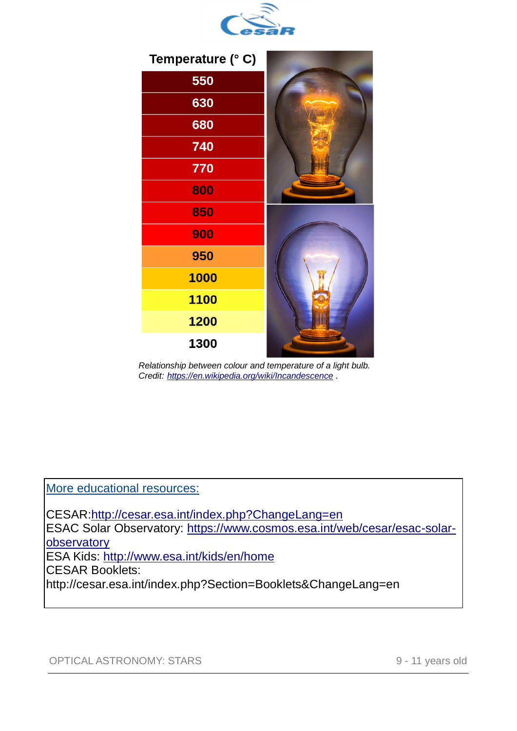| Temperature (° C) |
|---|
| 550 |
| 630 |
| 680 |
| 740 |
| 770 |
| 800 |
| 850 |
| 900 |
| 950 |
| 1000 |
| 1100 |
| 1200 |
| 1300 |

*Relationship between colour and temperature of a light bulb.*
*Credit: [https://en.wikipedia.org/wiki/Incandescence](https://en.wikipedia.org/wiki/Incandescence) .*

[More educational resources:]()

CESAR:[http://cesar.esa.int/index.php?ChangeLang=en](http://cesar.esa.int/index.php?ChangeLang=en)
ESAC Solar Observatory: [https://www.cosmos.esa.int/web/cesar/esac-solar-observatory](https://www.cosmos.esa.int/web/cesar/esac-solar-observatory)
ESA Kids: [http://www.esa.int/kids/en/home](http://www.esa.int/kids/en/home)
CESAR Booklets:
http://cesar.esa.int/index.php?Section=Booklets&ChangeLang=en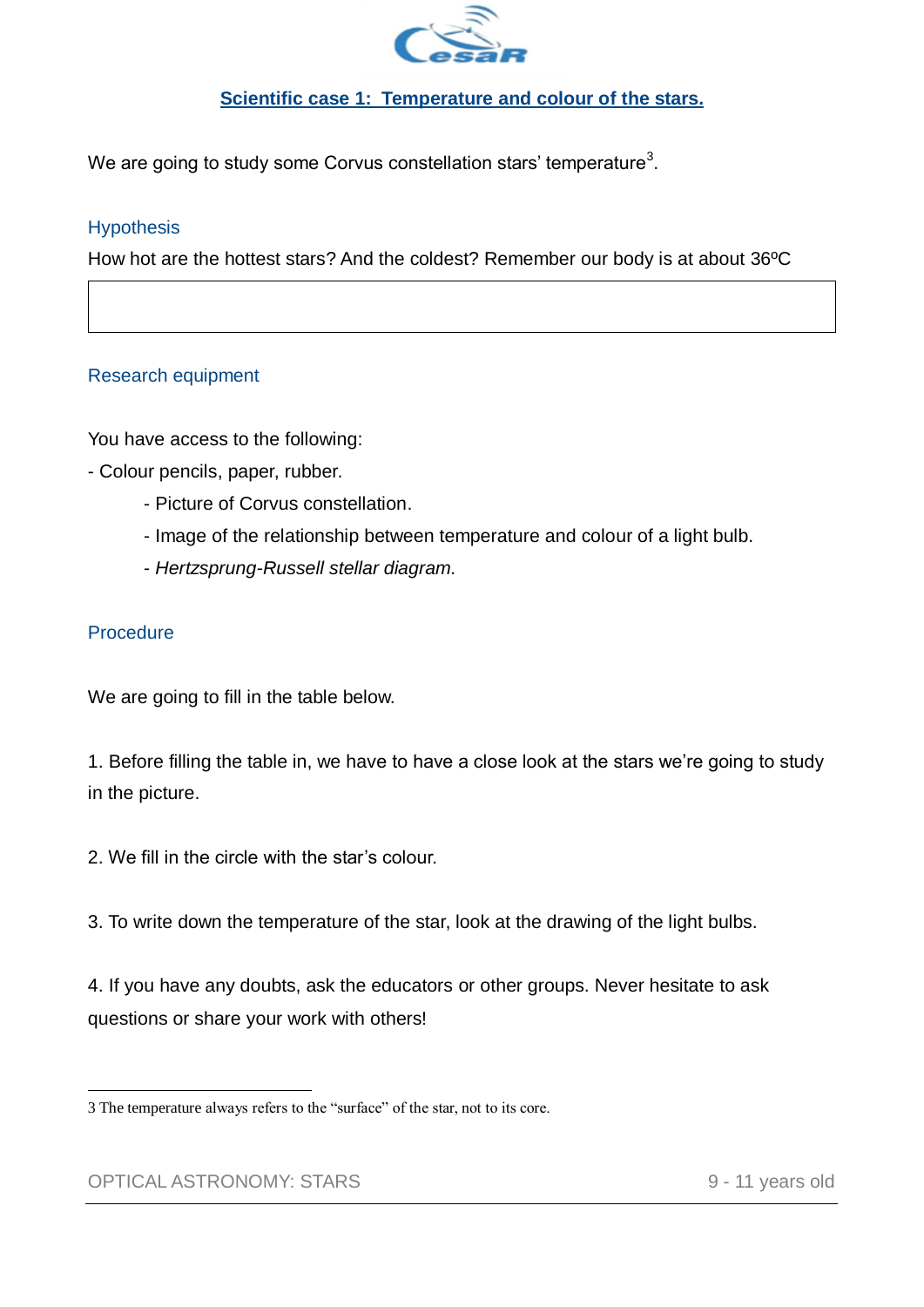## Scientific case 1: Temperature and colour of the stars.

We are going to study some Corvus constellation stars' temperature[3].

### Hypothesis

How hot are the hottest stars? And the coldest? Remember our body is at about 36ºC

|   |
|---|
|   |

### Research equipment

You have access to the following:

- Colour pencils, paper, rubber.
    - Picture of Corvus constellation.
    - Image of the relationship between temperature and colour of a light bulb.
    - *Hertzsprung-Russell stellar diagram.*

### Procedure

We are going to fill in the table below.

1. Before filling the table in, we have to have a close look at the stars we're going to study in the picture.

2. We fill in the circle with the star's colour.

3. To write down the temperature of the star, look at the drawing of the light bulbs.

4. If you have any doubts, ask the educators or other groups. Never hesitate to ask questions or share your work with others!

---

3 The temperature always refers to the "surface" of the star, not to its core.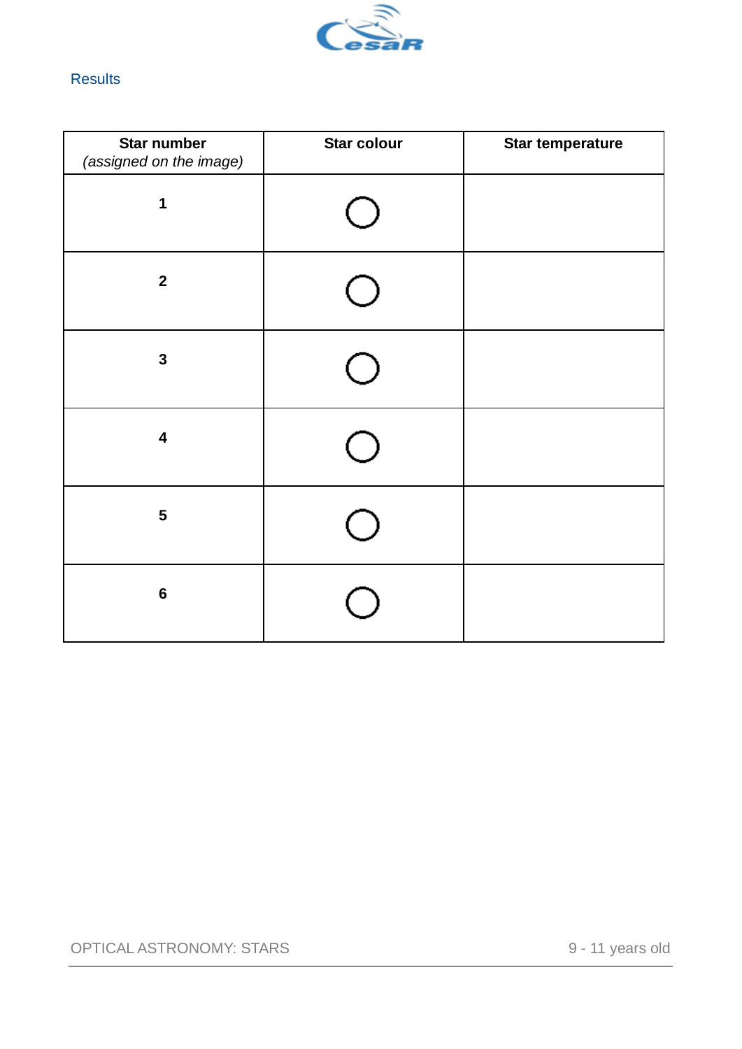## Results

| **Star number** *(assigned on the image)* | **Star colour** | **Star temperature** |
|---|---|---|
| **1** | ○ | |
| **2** | ○ | |
| **3** | ○ | |
| **4** | ○ | |
| **5** | ○ | |
| **6** | ○ | |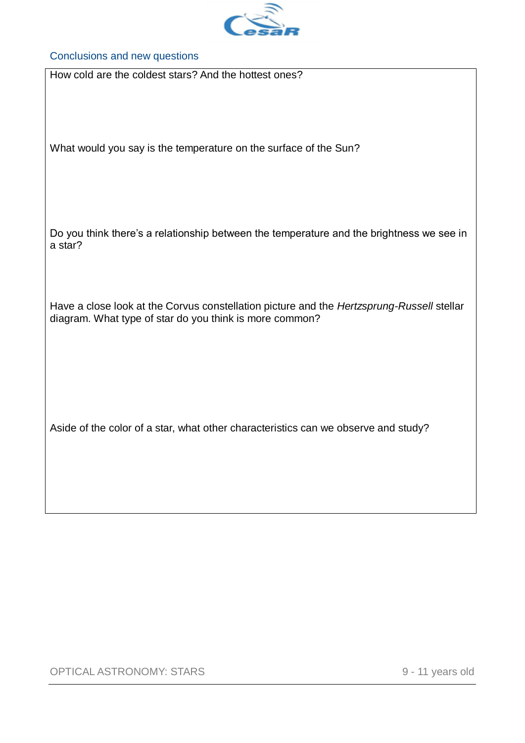## Conclusions and new questions

How cold are the coldest stars? And the hottest ones?

What would you say is the temperature on the surface of the Sun?

Do you think there's a relationship between the temperature and the brightness we see in a star?

Have a close look at the Corvus constellation picture and the *Hertzsprung-Russell* stellar diagram. What type of star do you think is more common?

Aside of the color of a star, what other characteristics can we observe and study?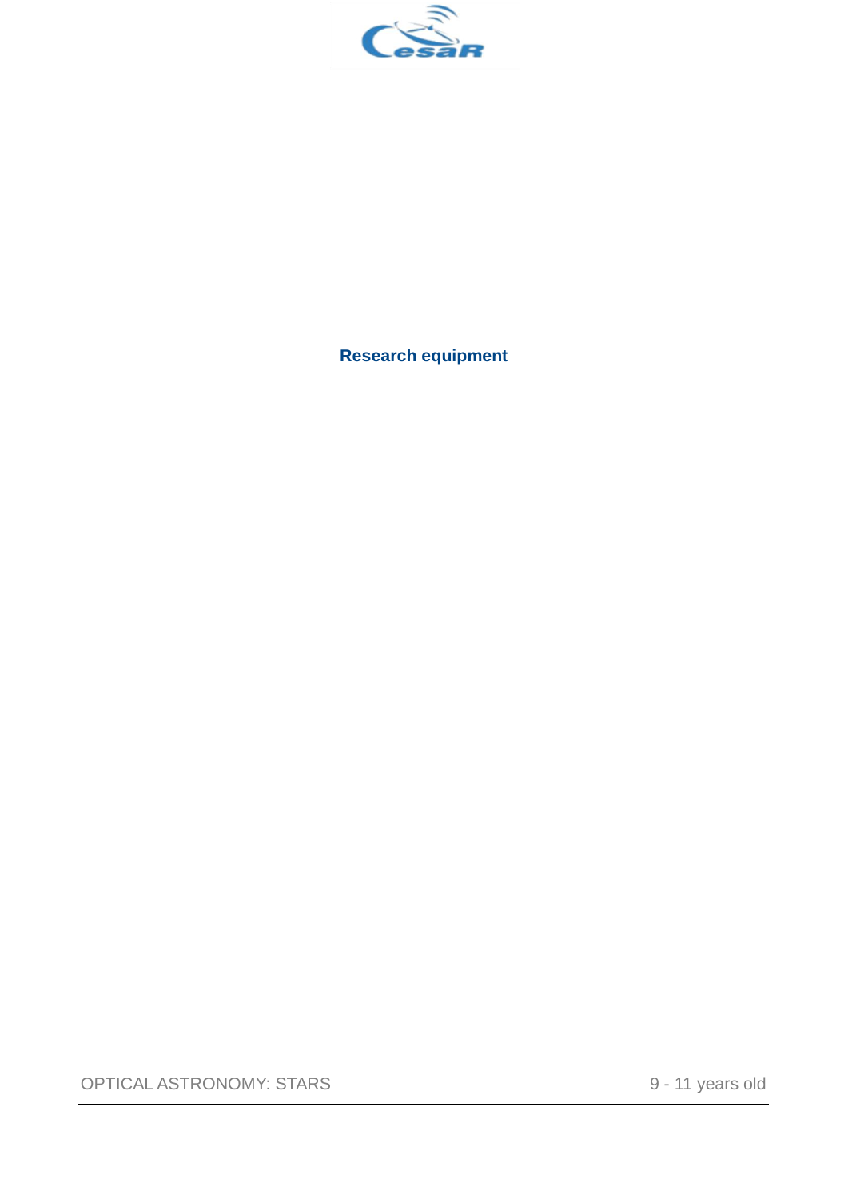**Research equipment**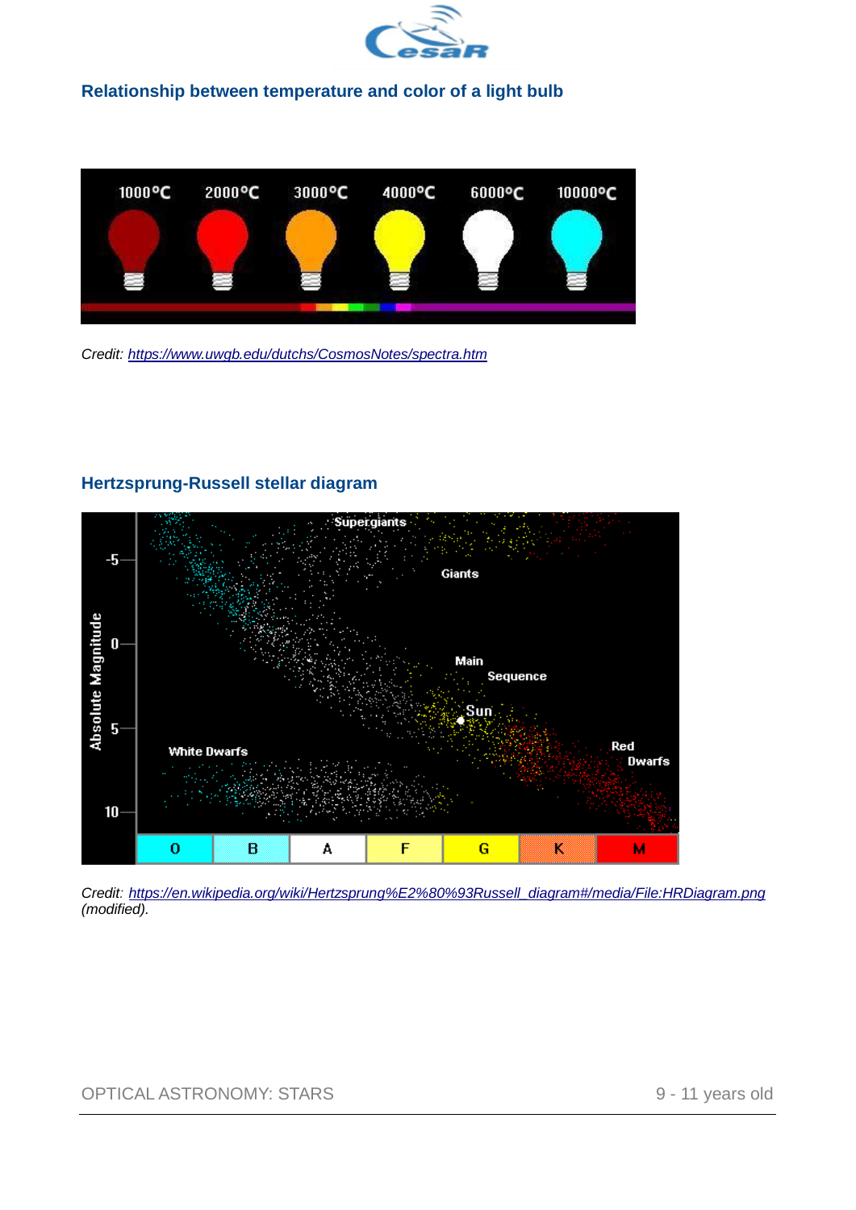## Relationship between temperature and color of a light bulb

Credit: https://www.uwgb.edu/dutchs/CosmosNotes/spectra.htm

## Hertzsprung-Russell stellar diagram

Credit: https://en.wikipedia.org/wiki/Hertzsprung%E2%80%93Russell_diagram#/media/File:HRDiagram.png (modified).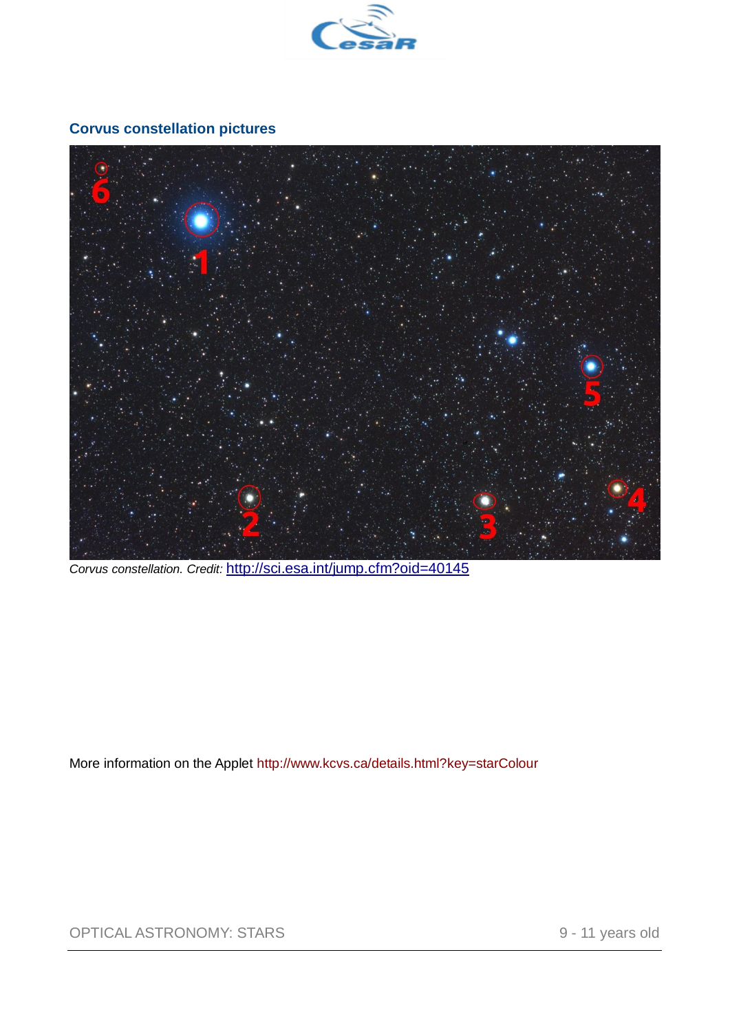## Corvus constellation pictures

*Corvus constellation. Credit:* http://sci.esa.int/jump.cfm?oid=40145

More information on the Applet http://www.kcvs.ca/details.html?key=starColour